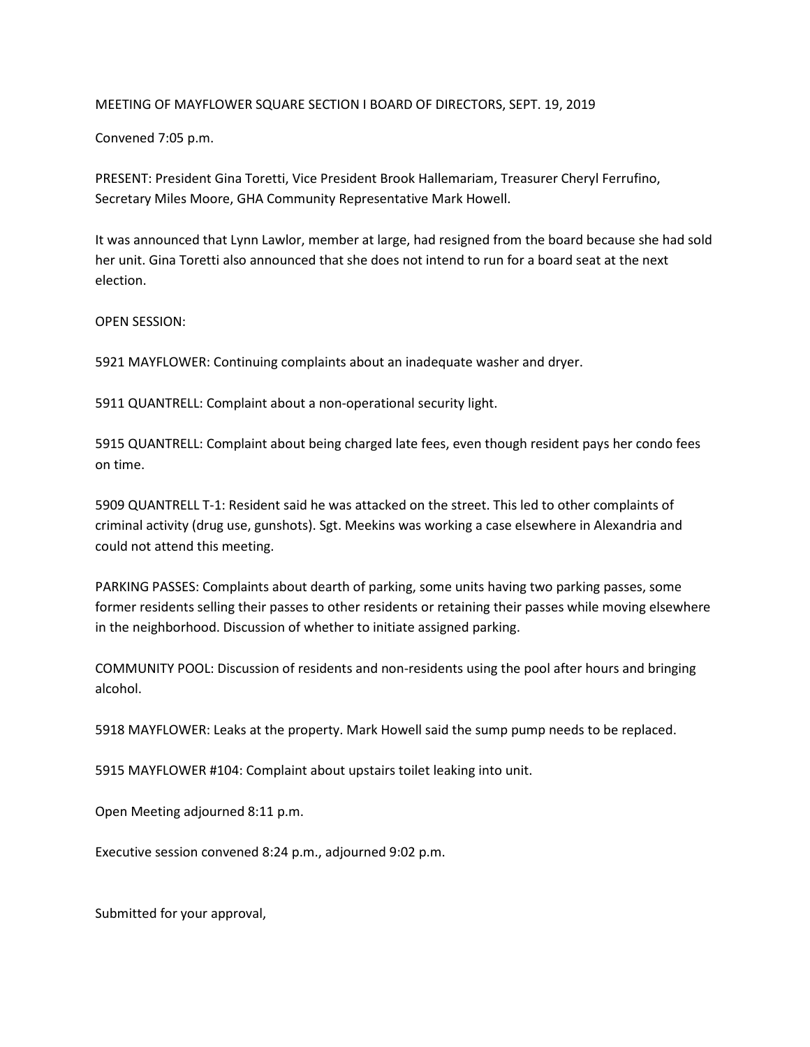MEETING OF MAYFLOWER SQUARE SECTION I BOARD OF DIRECTORS, SEPT. 19, 2019

Convened 7:05 p.m.

PRESENT: President Gina Toretti, Vice President Brook Hallemariam, Treasurer Cheryl Ferrufino, Secretary Miles Moore, GHA Community Representative Mark Howell.

It was announced that Lynn Lawlor, member at large, had resigned from the board because she had sold her unit. Gina Toretti also announced that she does not intend to run for a board seat at the next election.

OPEN SESSION:

5921 MAYFLOWER: Continuing complaints about an inadequate washer and dryer.

5911 QUANTRELL: Complaint about a non-operational security light.

5915 QUANTRELL: Complaint about being charged late fees, even though resident pays her condo fees on time.

5909 QUANTRELL T-1: Resident said he was attacked on the street. This led to other complaints of criminal activity (drug use, gunshots). Sgt. Meekins was working a case elsewhere in Alexandria and could not attend this meeting.

PARKING PASSES: Complaints about dearth of parking, some units having two parking passes, some former residents selling their passes to other residents or retaining their passes while moving elsewhere in the neighborhood. Discussion of whether to initiate assigned parking.

COMMUNITY POOL: Discussion of residents and non-residents using the pool after hours and bringing alcohol.

5918 MAYFLOWER: Leaks at the property. Mark Howell said the sump pump needs to be replaced.

5915 MAYFLOWER #104: Complaint about upstairs toilet leaking into unit.

Open Meeting adjourned 8:11 p.m.

Executive session convened 8:24 p.m., adjourned 9:02 p.m.

Submitted for your approval,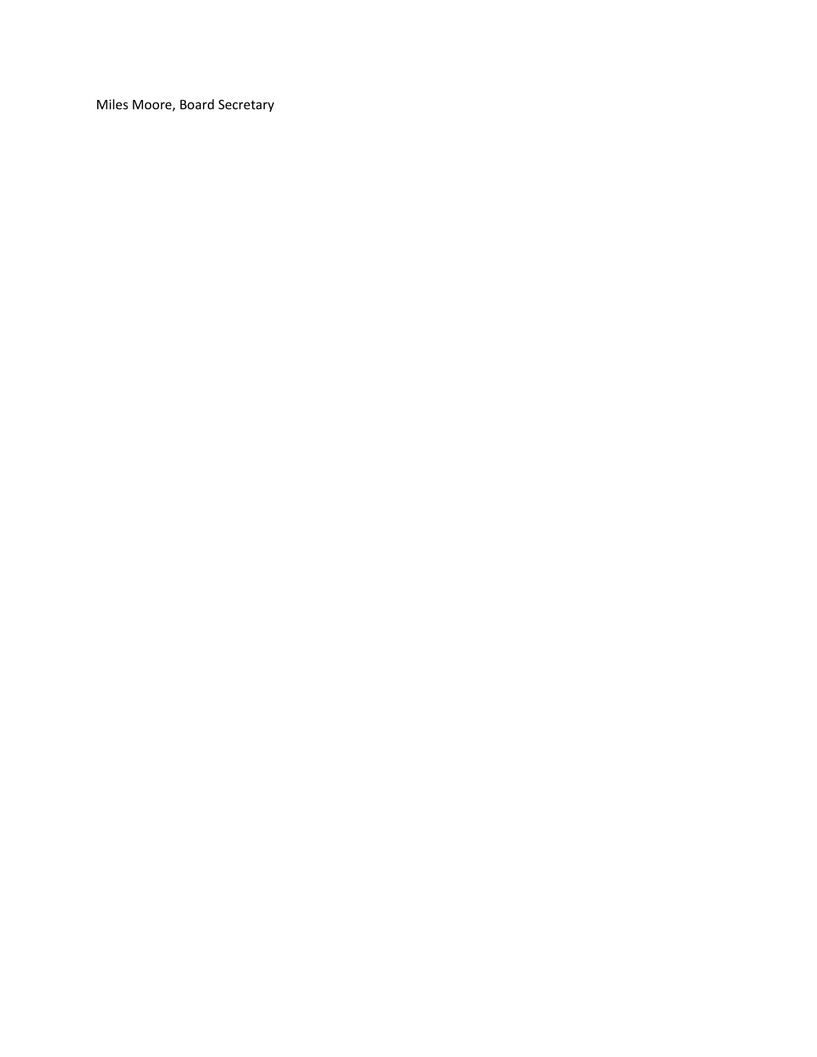Miles Moore, Board Secretary